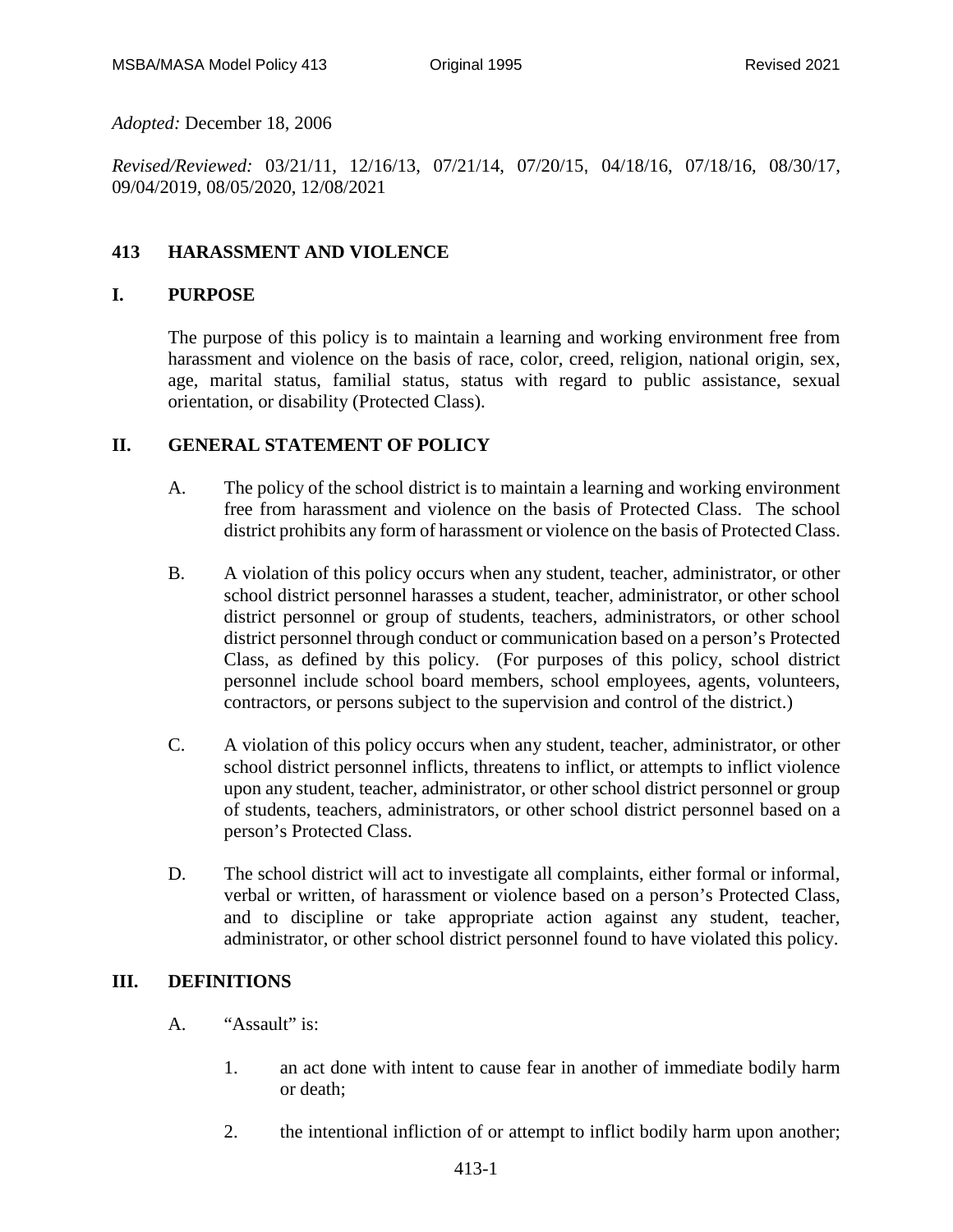*Adopted:* December 18, 2006

*Revised/Reviewed:* 03/21/11, 12/16/13, 07/21/14, 07/20/15, 04/18/16, 07/18/16, 08/30/17, 09/04/2019, 08/05/2020, 12/08/2021

# 413 HARASSMENT AND VIOLENCE

## I. PURPOSE

The purpose of this policy is to maintain a learning and working environment free from harassment and violence on the basis of race, color, creed, religion, national origin, sex, age, marital status, familial status, status with regard to public assistance, sexual orientation, or disability (Protected Class).

## II. GENERAL STATEMENT OF POLICY

A. The policy of the school district is to maintain a learning and working environment free from harassment and violence on the basis of Protected Class. The school district prohibits any form of harassment or violence on the basis of Protected Class.

B. A violation of this policy occurs when any student, teacher, administrator, or other school district personnel harasses a student, teacher, administrator, or other school district personnel or group of students, teachers, administrators, or other school district personnel through conduct or communication based on a person's Protected Class, as defined by this policy. (For purposes of this policy, school district personnel include school board members, school employees, agents, volunteers, contractors, or persons subject to the supervision and control of the district.)

C. A violation of this policy occurs when any student, teacher, administrator, or other school district personnel inflicts, threatens to inflict, or attempts to inflict violence upon any student, teacher, administrator, or other school district personnel or group of students, teachers, administrators, or other school district personnel based on a person's Protected Class.

D. The school district will act to investigate all complaints, either formal or informal, verbal or written, of harassment or violence based on a person's Protected Class, and to discipline or take appropriate action against any student, teacher, administrator, or other school district personnel found to have violated this policy.

## III. DEFINITIONS

A. "Assault" is:

1. an act done with intent to cause fear in another of immediate bodily harm or death;

2. the intentional infliction of or attempt to inflict bodily harm upon another;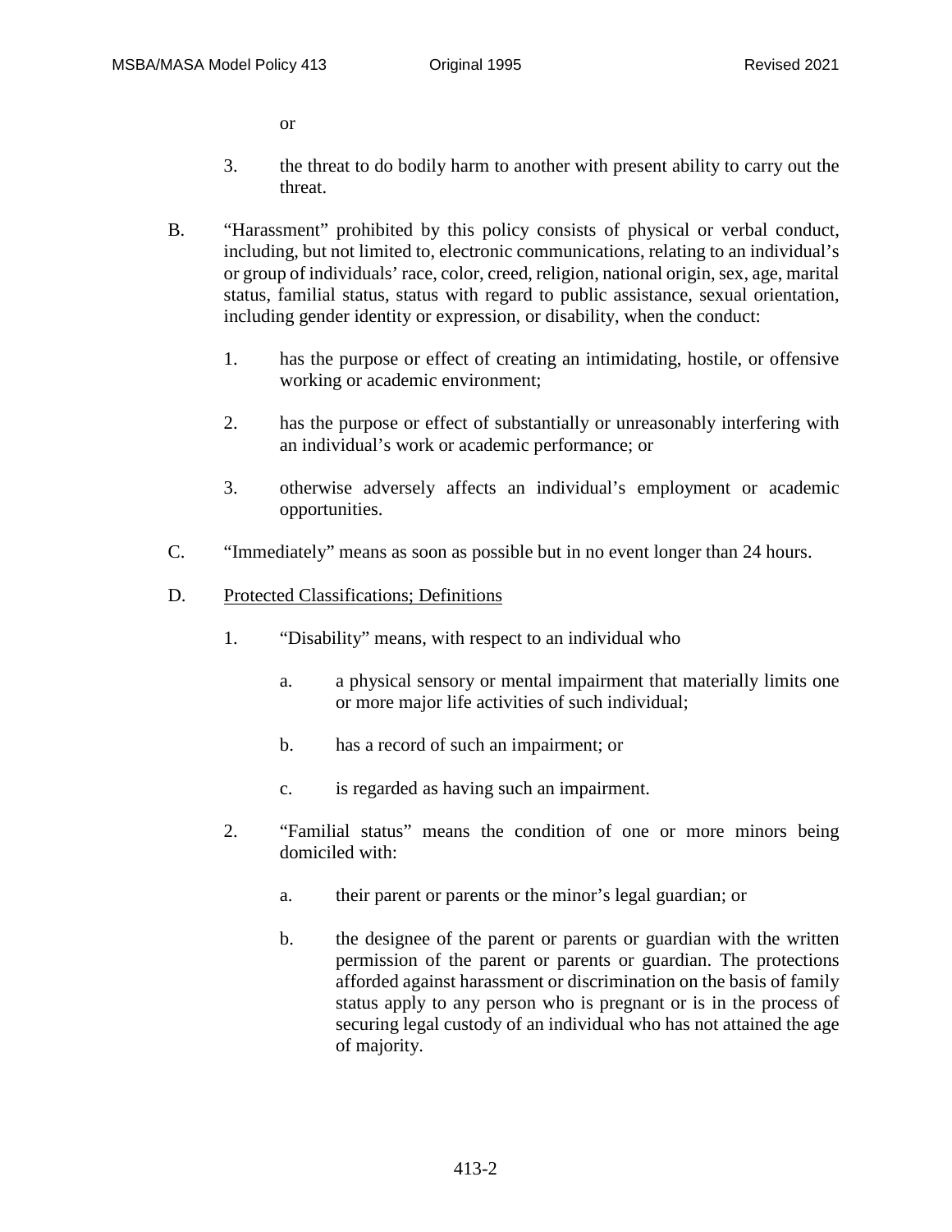or

3. the threat to do bodily harm to another with present ability to carry out the threat.

B. "Harassment" prohibited by this policy consists of physical or verbal conduct, including, but not limited to, electronic communications, relating to an individual's or group of individuals' race, color, creed, religion, national origin, sex, age, marital status, familial status, status with regard to public assistance, sexual orientation, including gender identity or expression, or disability, when the conduct:

   1. has the purpose or effect of creating an intimidating, hostile, or offensive working or academic environment;

   2. has the purpose or effect of substantially or unreasonably interfering with an individual's work or academic performance; or

   3. otherwise adversely affects an individual's employment or academic opportunities.

C. "Immediately" means as soon as possible but in no event longer than 24 hours.

D. <u>Protected Classifications; Definitions</u>

   1. "Disability" means, with respect to an individual who

      a. a physical sensory or mental impairment that materially limits one or more major life activities of such individual;

      b. has a record of such an impairment; or

      c. is regarded as having such an impairment.

   2. "Familial status" means the condition of one or more minors being domiciled with:

      a. their parent or parents or the minor's legal guardian; or

      b. the designee of the parent or parents or guardian with the written permission of the parent or parents or guardian. The protections afforded against harassment or discrimination on the basis of family status apply to any person who is pregnant or is in the process of securing legal custody of an individual who has not attained the age of majority.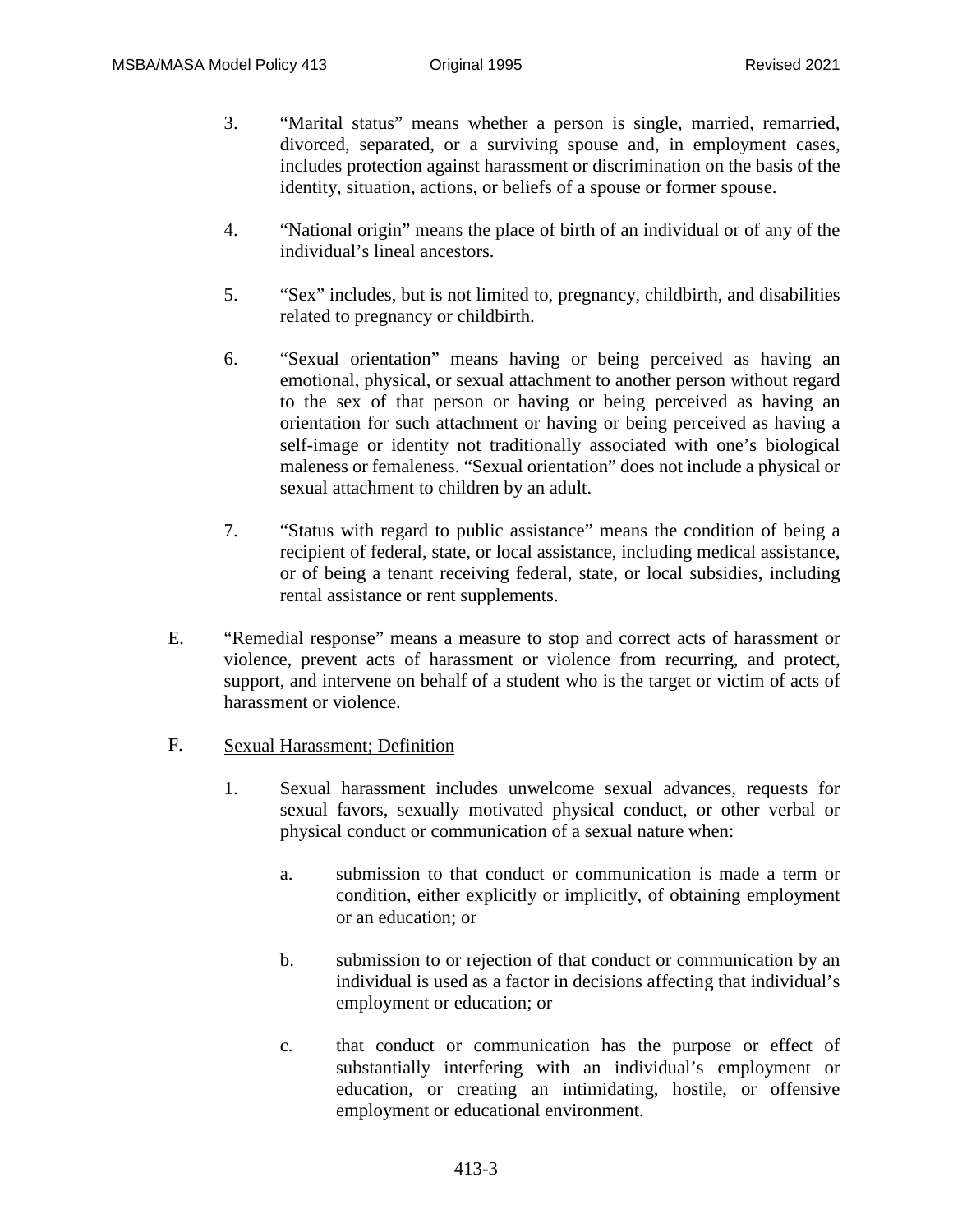3. "Marital status" means whether a person is single, married, remarried, divorced, separated, or a surviving spouse and, in employment cases, includes protection against harassment or discrimination on the basis of the identity, situation, actions, or beliefs of a spouse or former spouse.

4. "National origin" means the place of birth of an individual or of any of the individual's lineal ancestors.

5. "Sex" includes, but is not limited to, pregnancy, childbirth, and disabilities related to pregnancy or childbirth.

6. "Sexual orientation" means having or being perceived as having an emotional, physical, or sexual attachment to another person without regard to the sex of that person or having or being perceived as having an orientation for such attachment or having or being perceived as having a self-image or identity not traditionally associated with one's biological maleness or femaleness. "Sexual orientation" does not include a physical or sexual attachment to children by an adult.

7. "Status with regard to public assistance" means the condition of being a recipient of federal, state, or local assistance, including medical assistance, or of being a tenant receiving federal, state, or local subsidies, including rental assistance or rent supplements.

E. "Remedial response" means a measure to stop and correct acts of harassment or violence, prevent acts of harassment or violence from recurring, and protect, support, and intervene on behalf of a student who is the target or victim of acts of harassment or violence.

F. <u>Sexual Harassment; Definition</u>

1. Sexual harassment includes unwelcome sexual advances, requests for sexual favors, sexually motivated physical conduct, or other verbal or physical conduct or communication of a sexual nature when:

   a. submission to that conduct or communication is made a term or condition, either explicitly or implicitly, of obtaining employment or an education; or

   b. submission to or rejection of that conduct or communication by an individual is used as a factor in decisions affecting that individual's employment or education; or

   c. that conduct or communication has the purpose or effect of substantially interfering with an individual's employment or education, or creating an intimidating, hostile, or offensive employment or educational environment.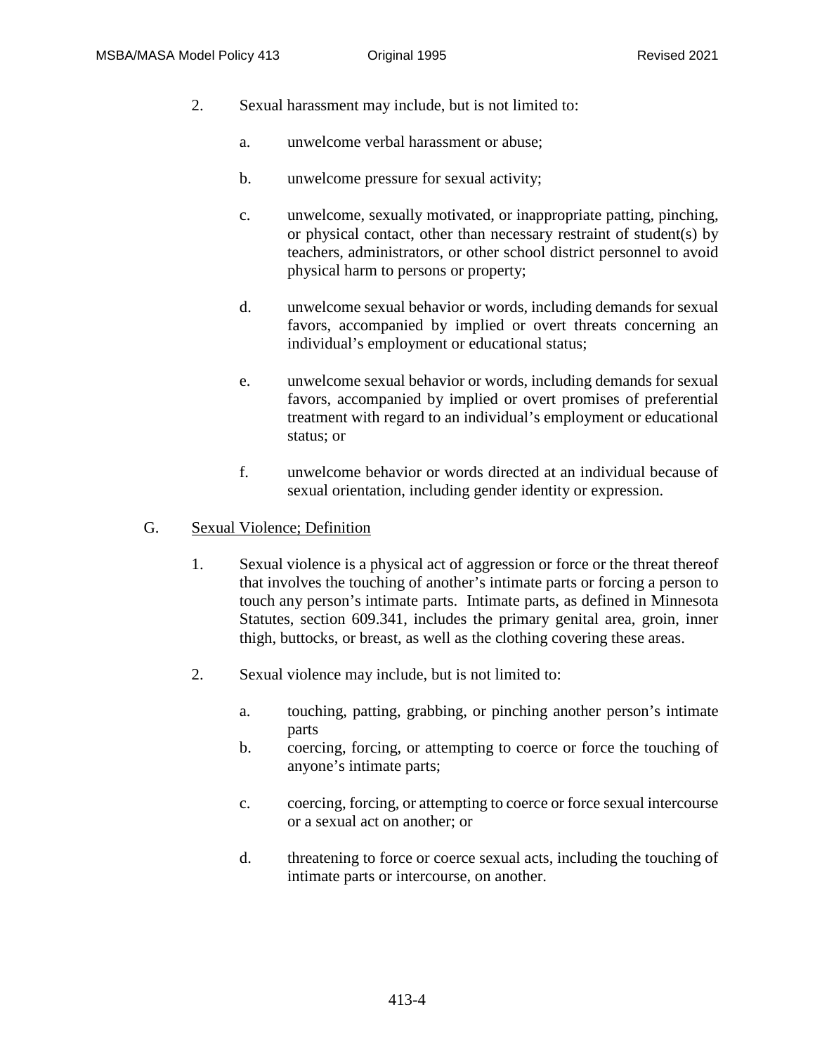2. Sexual harassment may include, but is not limited to:

   a. unwelcome verbal harassment or abuse;

   b. unwelcome pressure for sexual activity;

   c. unwelcome, sexually motivated, or inappropriate patting, pinching, or physical contact, other than necessary restraint of student(s) by teachers, administrators, or other school district personnel to avoid physical harm to persons or property;

   d. unwelcome sexual behavior or words, including demands for sexual favors, accompanied by implied or overt threats concerning an individual's employment or educational status;

   e. unwelcome sexual behavior or words, including demands for sexual favors, accompanied by implied or overt promises of preferential treatment with regard to an individual's employment or educational status; or

   f. unwelcome behavior or words directed at an individual because of sexual orientation, including gender identity or expression.

G. <u>Sexual Violence; Definition</u>

1. Sexual violence is a physical act of aggression or force or the threat thereof that involves the touching of another's intimate parts or forcing a person to touch any person's intimate parts. Intimate parts, as defined in Minnesota Statutes, section 609.341, includes the primary genital area, groin, inner thigh, buttocks, or breast, as well as the clothing covering these areas.

2. Sexual violence may include, but is not limited to:

   a. touching, patting, grabbing, or pinching another person's intimate parts

   b. coercing, forcing, or attempting to coerce or force the touching of anyone's intimate parts;

   c. coercing, forcing, or attempting to coerce or force sexual intercourse or a sexual act on another; or

   d. threatening to force or coerce sexual acts, including the touching of intimate parts or intercourse, on another.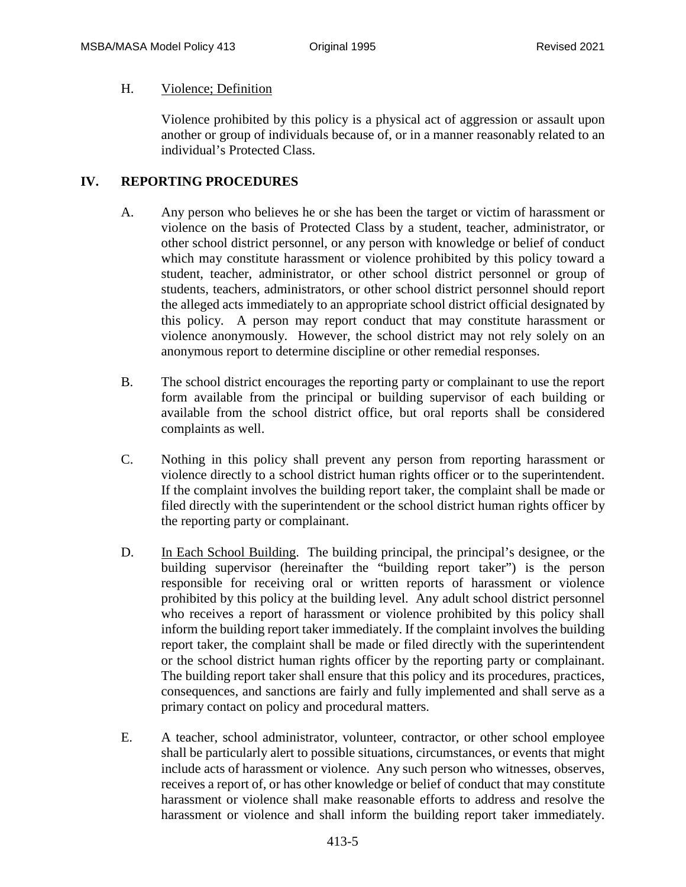H. Violence; Definition

Violence prohibited by this policy is a physical act of aggression or assault upon another or group of individuals because of, or in a manner reasonably related to an individual's Protected Class.

## IV. REPORTING PROCEDURES

A. Any person who believes he or she has been the target or victim of harassment or violence on the basis of Protected Class by a student, teacher, administrator, or other school district personnel, or any person with knowledge or belief of conduct which may constitute harassment or violence prohibited by this policy toward a student, teacher, administrator, or other school district personnel or group of students, teachers, administrators, or other school district personnel should report the alleged acts immediately to an appropriate school district official designated by this policy. A person may report conduct that may constitute harassment or violence anonymously. However, the school district may not rely solely on an anonymous report to determine discipline or other remedial responses.

B. The school district encourages the reporting party or complainant to use the report form available from the principal or building supervisor of each building or available from the school district office, but oral reports shall be considered complaints as well.

C. Nothing in this policy shall prevent any person from reporting harassment or violence directly to a school district human rights officer or to the superintendent. If the complaint involves the building report taker, the complaint shall be made or filed directly with the superintendent or the school district human rights officer by the reporting party or complainant.

D. In Each School Building. The building principal, the principal's designee, or the building supervisor (hereinafter the "building report taker") is the person responsible for receiving oral or written reports of harassment or violence prohibited by this policy at the building level. Any adult school district personnel who receives a report of harassment or violence prohibited by this policy shall inform the building report taker immediately. If the complaint involves the building report taker, the complaint shall be made or filed directly with the superintendent or the school district human rights officer by the reporting party or complainant. The building report taker shall ensure that this policy and its procedures, practices, consequences, and sanctions are fairly and fully implemented and shall serve as a primary contact on policy and procedural matters.

E. A teacher, school administrator, volunteer, contractor, or other school employee shall be particularly alert to possible situations, circumstances, or events that might include acts of harassment or violence. Any such person who witnesses, observes, receives a report of, or has other knowledge or belief of conduct that may constitute harassment or violence shall make reasonable efforts to address and resolve the harassment or violence and shall inform the building report taker immediately.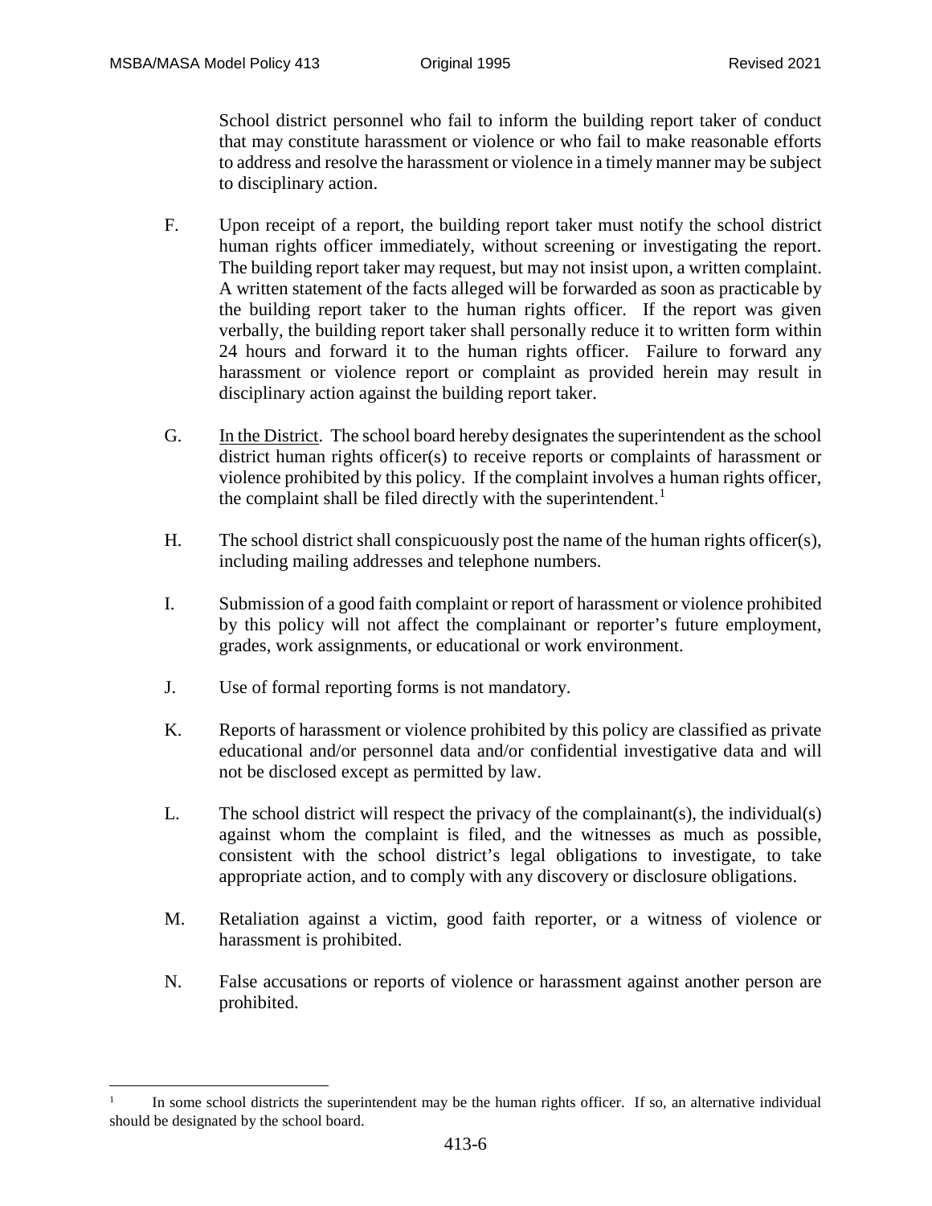School district personnel who fail to inform the building report taker of conduct that may constitute harassment or violence or who fail to make reasonable efforts to address and resolve the harassment or violence in a timely manner may be subject to disciplinary action.

F. Upon receipt of a report, the building report taker must notify the school district human rights officer immediately, without screening or investigating the report. The building report taker may request, but may not insist upon, a written complaint. A written statement of the facts alleged will be forwarded as soon as practicable by the building report taker to the human rights officer. If the report was given verbally, the building report taker shall personally reduce it to written form within 24 hours and forward it to the human rights officer. Failure to forward any harassment or violence report or complaint as provided herein may result in disciplinary action against the building report taker.

G. <u>In the District</u>. The school board hereby designates the superintendent as the school district human rights officer(s) to receive reports or complaints of harassment or violence prohibited by this policy. If the complaint involves a human rights officer, the complaint shall be filed directly with the superintendent.[1]

H. The school district shall conspicuously post the name of the human rights officer(s), including mailing addresses and telephone numbers.

I. Submission of a good faith complaint or report of harassment or violence prohibited by this policy will not affect the complainant or reporter's future employment, grades, work assignments, or educational or work environment.

J. Use of formal reporting forms is not mandatory.

K. Reports of harassment or violence prohibited by this policy are classified as private educational and/or personnel data and/or confidential investigative data and will not be disclosed except as permitted by law.

L. The school district will respect the privacy of the complainant(s), the individual(s) against whom the complaint is filed, and the witnesses as much as possible, consistent with the school district's legal obligations to investigate, to take appropriate action, and to comply with any discovery or disclosure obligations.

M. Retaliation against a victim, good faith reporter, or a witness of violence or harassment is prohibited.

N. False accusations or reports of violence or harassment against another person are prohibited.

---

[1] In some school districts the superintendent may be the human rights officer. If so, an alternative individual should be designated by the school board.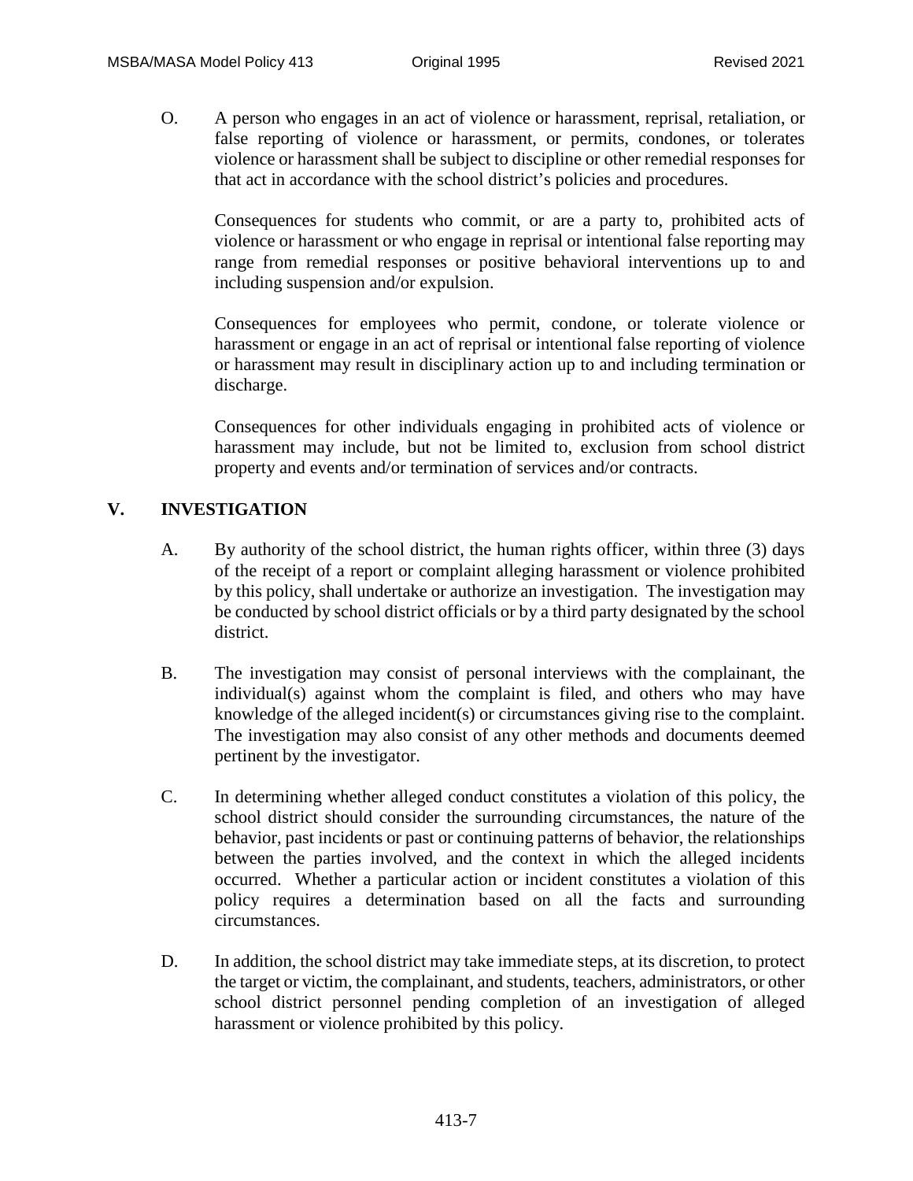O. A person who engages in an act of violence or harassment, reprisal, retaliation, or false reporting of violence or harassment, or permits, condones, or tolerates violence or harassment shall be subject to discipline or other remedial responses for that act in accordance with the school district's policies and procedures.

   Consequences for students who commit, or are a party to, prohibited acts of violence or harassment or who engage in reprisal or intentional false reporting may range from remedial responses or positive behavioral interventions up to and including suspension and/or expulsion.

   Consequences for employees who permit, condone, or tolerate violence or harassment or engage in an act of reprisal or intentional false reporting of violence or harassment may result in disciplinary action up to and including termination or discharge.

   Consequences for other individuals engaging in prohibited acts of violence or harassment may include, but not be limited to, exclusion from school district property and events and/or termination of services and/or contracts.

## V. INVESTIGATION

A. By authority of the school district, the human rights officer, within three (3) days of the receipt of a report or complaint alleging harassment or violence prohibited by this policy, shall undertake or authorize an investigation. The investigation may be conducted by school district officials or by a third party designated by the school district.

B. The investigation may consist of personal interviews with the complainant, the individual(s) against whom the complaint is filed, and others who may have knowledge of the alleged incident(s) or circumstances giving rise to the complaint. The investigation may also consist of any other methods and documents deemed pertinent by the investigator.

C. In determining whether alleged conduct constitutes a violation of this policy, the school district should consider the surrounding circumstances, the nature of the behavior, past incidents or past or continuing patterns of behavior, the relationships between the parties involved, and the context in which the alleged incidents occurred. Whether a particular action or incident constitutes a violation of this policy requires a determination based on all the facts and surrounding circumstances.

D. In addition, the school district may take immediate steps, at its discretion, to protect the target or victim, the complainant, and students, teachers, administrators, or other school district personnel pending completion of an investigation of alleged harassment or violence prohibited by this policy.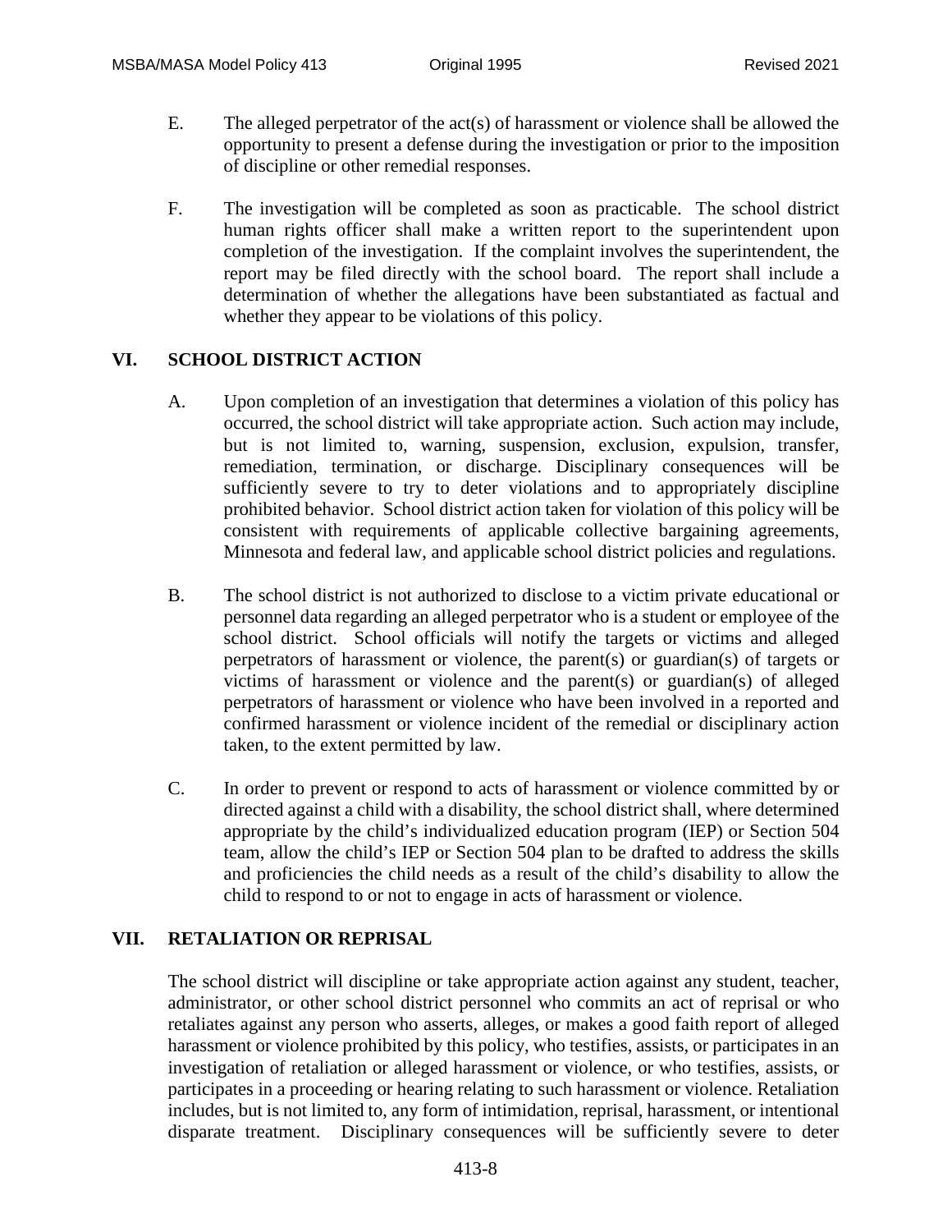E. The alleged perpetrator of the act(s) of harassment or violence shall be allowed the opportunity to present a defense during the investigation or prior to the imposition of discipline or other remedial responses.

F. The investigation will be completed as soon as practicable. The school district human rights officer shall make a written report to the superintendent upon completion of the investigation. If the complaint involves the superintendent, the report may be filed directly with the school board. The report shall include a determination of whether the allegations have been substantiated as factual and whether they appear to be violations of this policy.

## VI. SCHOOL DISTRICT ACTION

A. Upon completion of an investigation that determines a violation of this policy has occurred, the school district will take appropriate action. Such action may include, but is not limited to, warning, suspension, exclusion, expulsion, transfer, remediation, termination, or discharge. Disciplinary consequences will be sufficiently severe to try to deter violations and to appropriately discipline prohibited behavior. School district action taken for violation of this policy will be consistent with requirements of applicable collective bargaining agreements, Minnesota and federal law, and applicable school district policies and regulations.

B. The school district is not authorized to disclose to a victim private educational or personnel data regarding an alleged perpetrator who is a student or employee of the school district. School officials will notify the targets or victims and alleged perpetrators of harassment or violence, the parent(s) or guardian(s) of targets or victims of harassment or violence and the parent(s) or guardian(s) of alleged perpetrators of harassment or violence who have been involved in a reported and confirmed harassment or violence incident of the remedial or disciplinary action taken, to the extent permitted by law.

C. In order to prevent or respond to acts of harassment or violence committed by or directed against a child with a disability, the school district shall, where determined appropriate by the child's individualized education program (IEP) or Section 504 team, allow the child's IEP or Section 504 plan to be drafted to address the skills and proficiencies the child needs as a result of the child's disability to allow the child to respond to or not to engage in acts of harassment or violence.

## VII. RETALIATION OR REPRISAL

The school district will discipline or take appropriate action against any student, teacher, administrator, or other school district personnel who commits an act of reprisal or who retaliates against any person who asserts, alleges, or makes a good faith report of alleged harassment or violence prohibited by this policy, who testifies, assists, or participates in an investigation of retaliation or alleged harassment or violence, or who testifies, assists, or participates in a proceeding or hearing relating to such harassment or violence. Retaliation includes, but is not limited to, any form of intimidation, reprisal, harassment, or intentional disparate treatment. Disciplinary consequences will be sufficiently severe to deter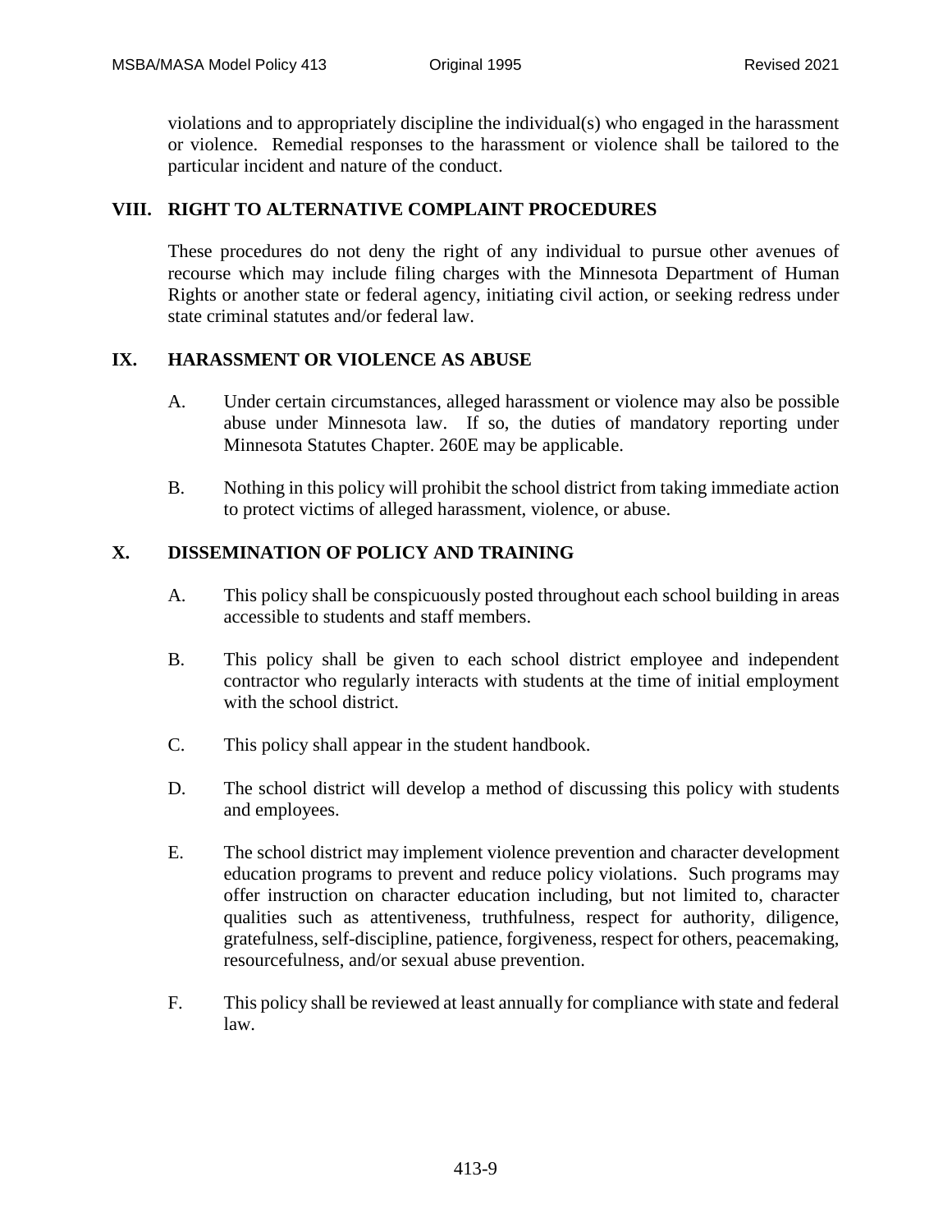violations and to appropriately discipline the individual(s) who engaged in the harassment or violence. Remedial responses to the harassment or violence shall be tailored to the particular incident and nature of the conduct.

## VIII. RIGHT TO ALTERNATIVE COMPLAINT PROCEDURES

These procedures do not deny the right of any individual to pursue other avenues of recourse which may include filing charges with the Minnesota Department of Human Rights or another state or federal agency, initiating civil action, or seeking redress under state criminal statutes and/or federal law.

## IX. HARASSMENT OR VIOLENCE AS ABUSE

A. Under certain circumstances, alleged harassment or violence may also be possible abuse under Minnesota law. If so, the duties of mandatory reporting under Minnesota Statutes Chapter. 260E may be applicable.

B. Nothing in this policy will prohibit the school district from taking immediate action to protect victims of alleged harassment, violence, or abuse.

## X. DISSEMINATION OF POLICY AND TRAINING

A. This policy shall be conspicuously posted throughout each school building in areas accessible to students and staff members.

B. This policy shall be given to each school district employee and independent contractor who regularly interacts with students at the time of initial employment with the school district.

C. This policy shall appear in the student handbook.

D. The school district will develop a method of discussing this policy with students and employees.

E. The school district may implement violence prevention and character development education programs to prevent and reduce policy violations. Such programs may offer instruction on character education including, but not limited to, character qualities such as attentiveness, truthfulness, respect for authority, diligence, gratefulness, self-discipline, patience, forgiveness, respect for others, peacemaking, resourcefulness, and/or sexual abuse prevention.

F. This policy shall be reviewed at least annually for compliance with state and federal law.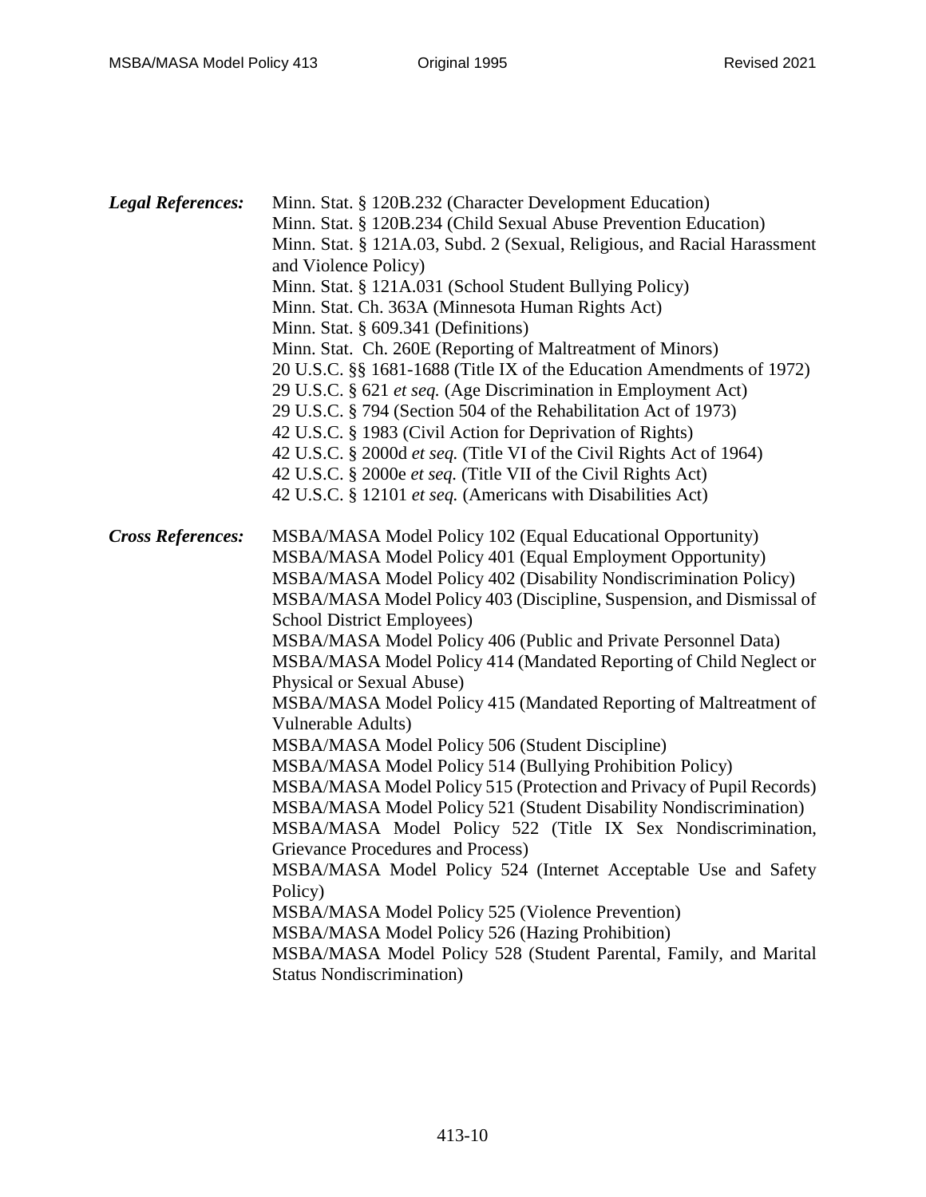***Legal References:***

Minn. Stat. § 120B.232 (Character Development Education)
Minn. Stat. § 120B.234 (Child Sexual Abuse Prevention Education)
Minn. Stat. § 121A.03, Subd. 2 (Sexual, Religious, and Racial Harassment and Violence Policy)
Minn. Stat. § 121A.031 (School Student Bullying Policy)
Minn. Stat. Ch. 363A (Minnesota Human Rights Act)
Minn. Stat. § 609.341 (Definitions)
Minn. Stat. Ch. 260E (Reporting of Maltreatment of Minors)
20 U.S.C. §§ 1681-1688 (Title IX of the Education Amendments of 1972)
29 U.S.C. § 621 *et seq.* (Age Discrimination in Employment Act)
29 U.S.C. § 794 (Section 504 of the Rehabilitation Act of 1973)
42 U.S.C. § 1983 (Civil Action for Deprivation of Rights)
42 U.S.C. § 2000d *et seq.* (Title VI of the Civil Rights Act of 1964)
42 U.S.C. § 2000e *et seq.* (Title VII of the Civil Rights Act)
42 U.S.C. § 12101 *et seq.* (Americans with Disabilities Act)

***Cross References:***

MSBA/MASA Model Policy 102 (Equal Educational Opportunity)
MSBA/MASA Model Policy 401 (Equal Employment Opportunity)
MSBA/MASA Model Policy 402 (Disability Nondiscrimination Policy)
MSBA/MASA Model Policy 403 (Discipline, Suspension, and Dismissal of School District Employees)
MSBA/MASA Model Policy 406 (Public and Private Personnel Data)
MSBA/MASA Model Policy 414 (Mandated Reporting of Child Neglect or Physical or Sexual Abuse)
MSBA/MASA Model Policy 415 (Mandated Reporting of Maltreatment of Vulnerable Adults)
MSBA/MASA Model Policy 506 (Student Discipline)
MSBA/MASA Model Policy 514 (Bullying Prohibition Policy)
MSBA/MASA Model Policy 515 (Protection and Privacy of Pupil Records)
MSBA/MASA Model Policy 521 (Student Disability Nondiscrimination)
MSBA/MASA Model Policy 522 (Title IX Sex Nondiscrimination, Grievance Procedures and Process)
MSBA/MASA Model Policy 524 (Internet Acceptable Use and Safety Policy)
MSBA/MASA Model Policy 525 (Violence Prevention)
MSBA/MASA Model Policy 526 (Hazing Prohibition)
MSBA/MASA Model Policy 528 (Student Parental, Family, and Marital Status Nondiscrimination)